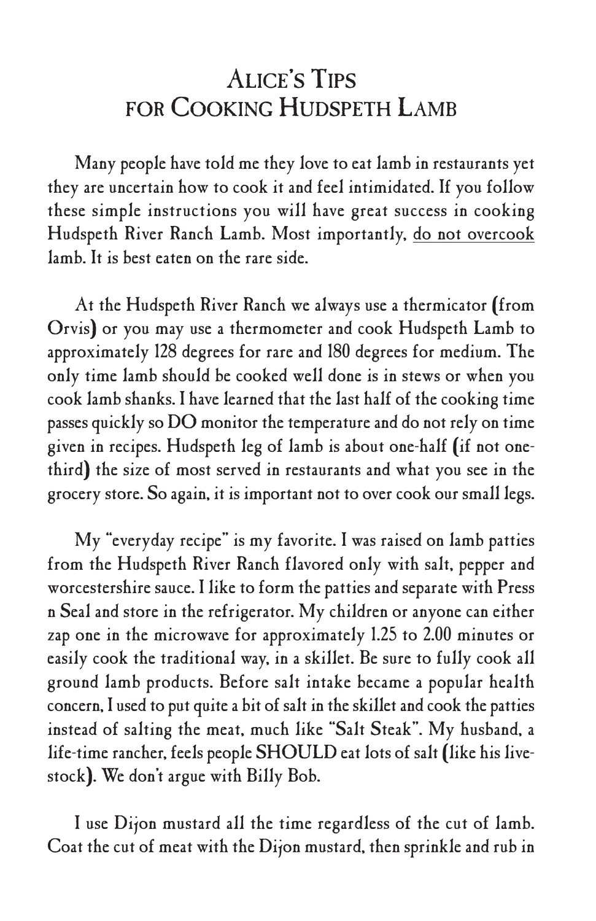# Alice's Tips for Cooking Hudspeth Lamb

Many people have told me they love to eat lamb in restaurants yet they are uncertain how to cook it and feel intimidated. If you follow these simple instructions you will have great success in cooking Hudspeth River Ranch Lamb. Most importantly, <u>do not overcook</u> lamb. It is best eaten on the rare side.

At the Hudspeth River Ranch we always use a thermicator (from Orvis) or you may use a thermometer and cook Hudspeth Lamb to approximately 128 degrees for rare and 180 degrees for medium. The only time lamb should be cooked well done is in stews or when you cook lamb shanks. I have learned that the last half of the cooking time passes quickly so DO monitor the temperature and do not rely on time given in recipes. Hudspeth leg of lamb is about one-half (if not one-third) the size of most served in restaurants and what you see in the grocery store. So again, it is important not to over cook our small legs.

My "everyday recipe" is my favorite. I was raised on lamb patties from the Hudspeth River Ranch flavored only with salt, pepper and worcestershire sauce. I like to form the patties and separate with Press n Seal and store in the refrigerator. My children or anyone can either zap one in the microwave for approximately 1.25 to 2.00 minutes or easily cook the traditional way, in a skillet. Be sure to fully cook all ground lamb products. Before salt intake became a popular health concern, I used to put quite a bit of salt in the skillet and cook the patties instead of salting the meat, much like "Salt Steak". My husband, a life-time rancher, feels people SHOULD eat lots of salt (like his live-stock). We don't argue with Billy Bob.

I use Dijon mustard all the time regardless of the cut of lamb. Coat the cut of meat with the Dijon mustard, then sprinkle and rub in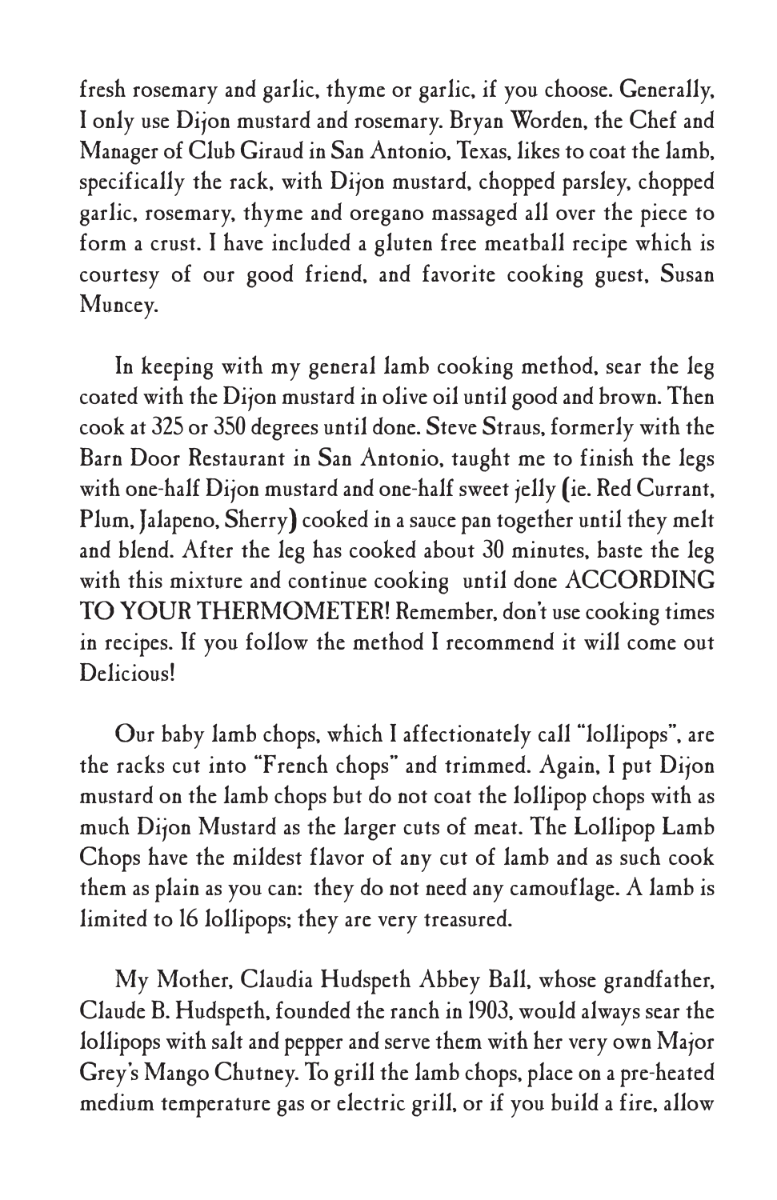fresh rosemary and garlic, thyme or garlic, if you choose. Generally, I only use Dijon mustard and rosemary. Bryan Worden, the Chef and Manager of Club Giraud in San Antonio, Texas, likes to coat the lamb, specifically the rack, with Dijon mustard, chopped parsley, chopped garlic, rosemary, thyme and oregano massaged all over the piece to form a crust. I have included a gluten free meatball recipe which is courtesy of our good friend, and favorite cooking guest, Susan Muncey.

In keeping with my general lamb cooking method, sear the leg coated with the Dijon mustard in olive oil until good and brown. Then cook at 325 or 350 degrees until done. Steve Straus, formerly with the Barn Door Restaurant in San Antonio, taught me to finish the legs with one-half Dijon mustard and one-half sweet jelly (ie. Red Currant, Plum, Jalapeno, Sherry) cooked in a sauce pan together until they melt and blend. After the leg has cooked about 30 minutes, baste the leg with this mixture and continue cooking until done ACCORDING TO YOUR THERMOMETER! Remember, don't use cooking times in recipes. If you follow the method I recommend it will come out Delicious!

Our baby lamb chops, which I affectionately call "lollipops", are the racks cut into "French chops" and trimmed. Again, I put Dijon mustard on the lamb chops but do not coat the lollipop chops with as much Dijon Mustard as the larger cuts of meat. The Lollipop Lamb Chops have the mildest flavor of any cut of lamb and as such cook them as plain as you can: they do not need any camouflage. A lamb is limited to 16 lollipops; they are very treasured.

My Mother, Claudia Hudspeth Abbey Ball, whose grandfather, Claude B. Hudspeth, founded the ranch in 1903, would always sear the lollipops with salt and pepper and serve them with her very own Major Grey's Mango Chutney. To grill the lamb chops, place on a pre-heated medium temperature gas or electric grill, or if you build a fire, allow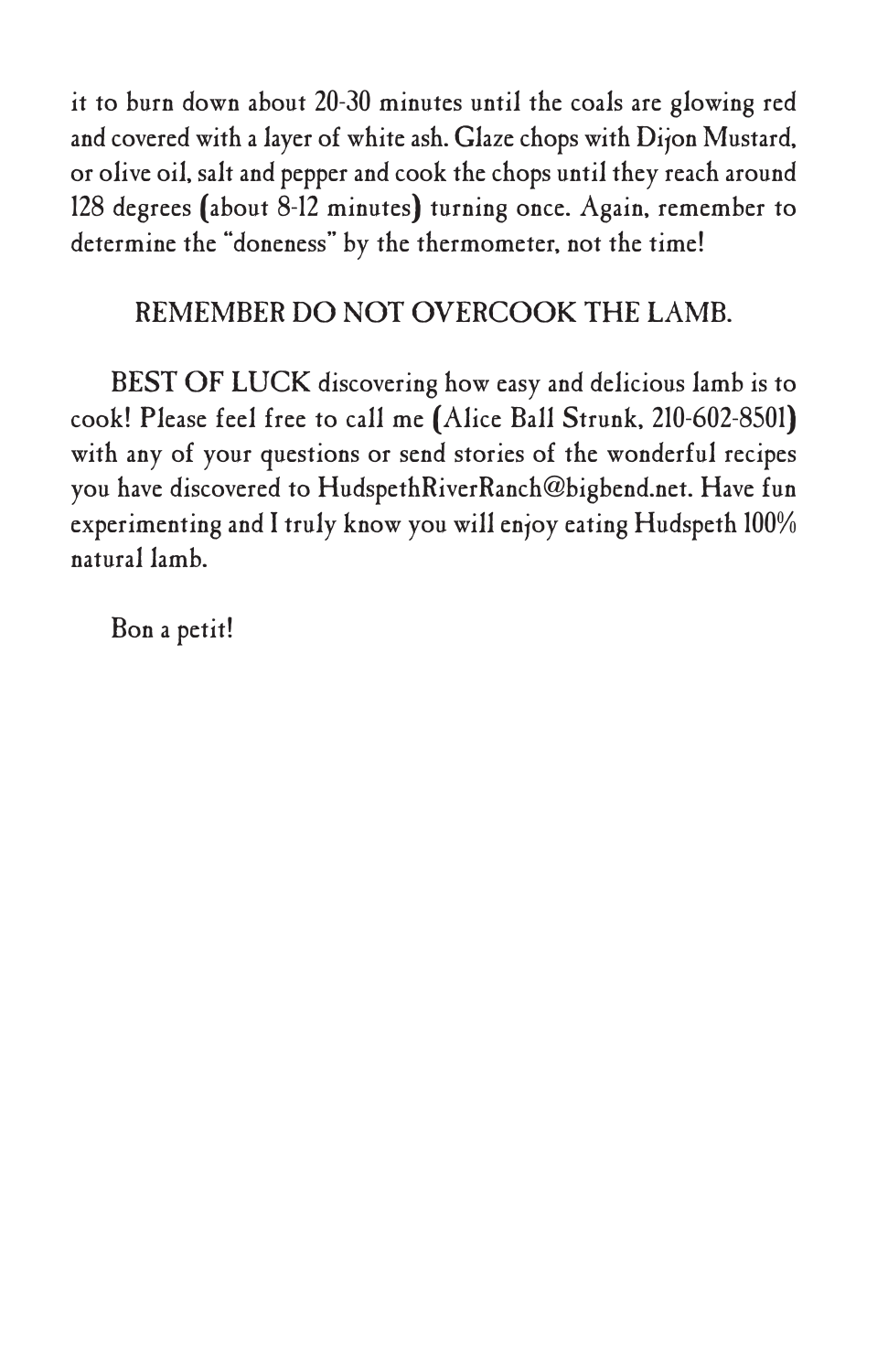it to burn down about 20-30 minutes until the coals are glowing red and covered with a layer of white ash. Glaze chops with Dijon Mustard, or olive oil, salt and pepper and cook the chops until they reach around 128 degrees (about 8-12 minutes) turning once. Again, remember to determine the "doneness" by the thermometer, not the time!

REMEMBER DO NOT OVERCOOK THE LAMB.

BEST OF LUCK discovering how easy and delicious lamb is to cook! Please feel free to call me (Alice Ball Strunk, 210-602-8501) with any of your questions or send stories of the wonderful recipes you have discovered to HudspethRiverRanch@bigbend.net. Have fun experimenting and I truly know you will enjoy eating Hudspeth 100% natural lamb.

Bon a petit!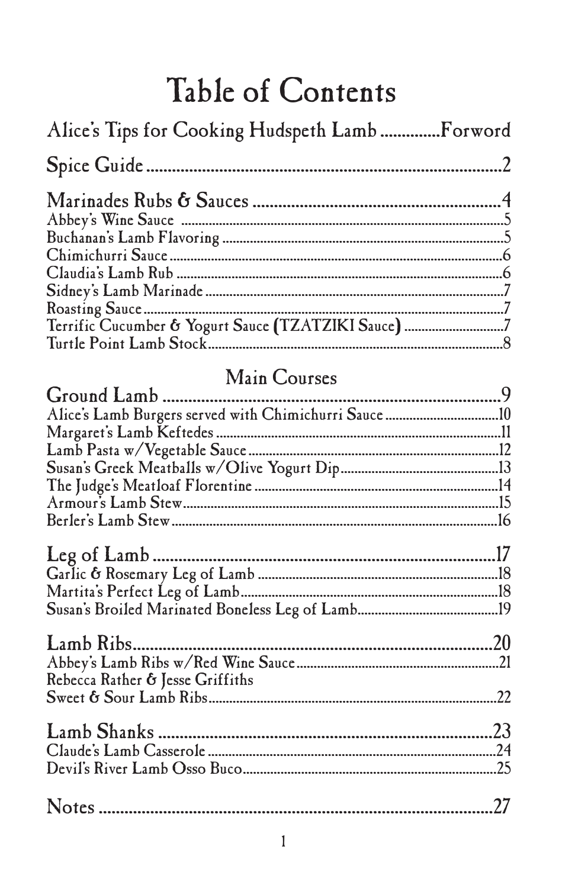# Table of Contents

Alice's Tips for Cooking Hudspeth Lamb .............Forword

Spice Guide ........................................................................2

Marinades Rubs & Sauces ...............................................4

- Abbey's Wine Sauce ........................................................................5
- Buchanan's Lamb Flavoring ............................................................5
- Chimichurri Sauce ..........................................................................6
- Claudia's Lamb Rub ........................................................................6
- Sidney's Lamb Marinade .................................................................7
- Roasting Sauce ...............................................................................7
- Terrific Cucumber & Yogurt Sauce (TZATZIKI Sauce) ......................7
- Turtle Point Lamb Stock ..................................................................8

## Main Courses

Ground Lamb ......................................................................9

- Alice's Lamb Burgers served with Chimichurri Sauce ......................10
- Margaret's Lamb Keftedes ..............................................................11
- Lamb Pasta w/Vegetable Sauce .......................................................12
- Susan's Greek Meatballs w/Olive Yogurt Dip ....................................13
- The Judge's Meatloaf Florentine .....................................................14
- Armour's Lamb Stew .......................................................................15
- Berler's Lamb Stew .........................................................................16

Leg of Lamb ......................................................................17

- Garlic & Rosemary Leg of Lamb ......................................................18
- Martita's Perfect Leg of Lamb ..........................................................18
- Susan's Broiled Marinated Boneless Leg of Lamb .............................19

Lamb Ribs ..........................................................................20

- Abbey's Lamb Ribs w/Red Wine Sauce ............................................21
- Rebecca Rather & Jesse Griffiths Sweet & Sour Lamb Ribs ..............22

Lamb Shanks ......................................................................23

- Claude's Lamb Casserole ................................................................24
- Devil's River Lamb Osso Buco .........................................................25

Notes ..................................................................................27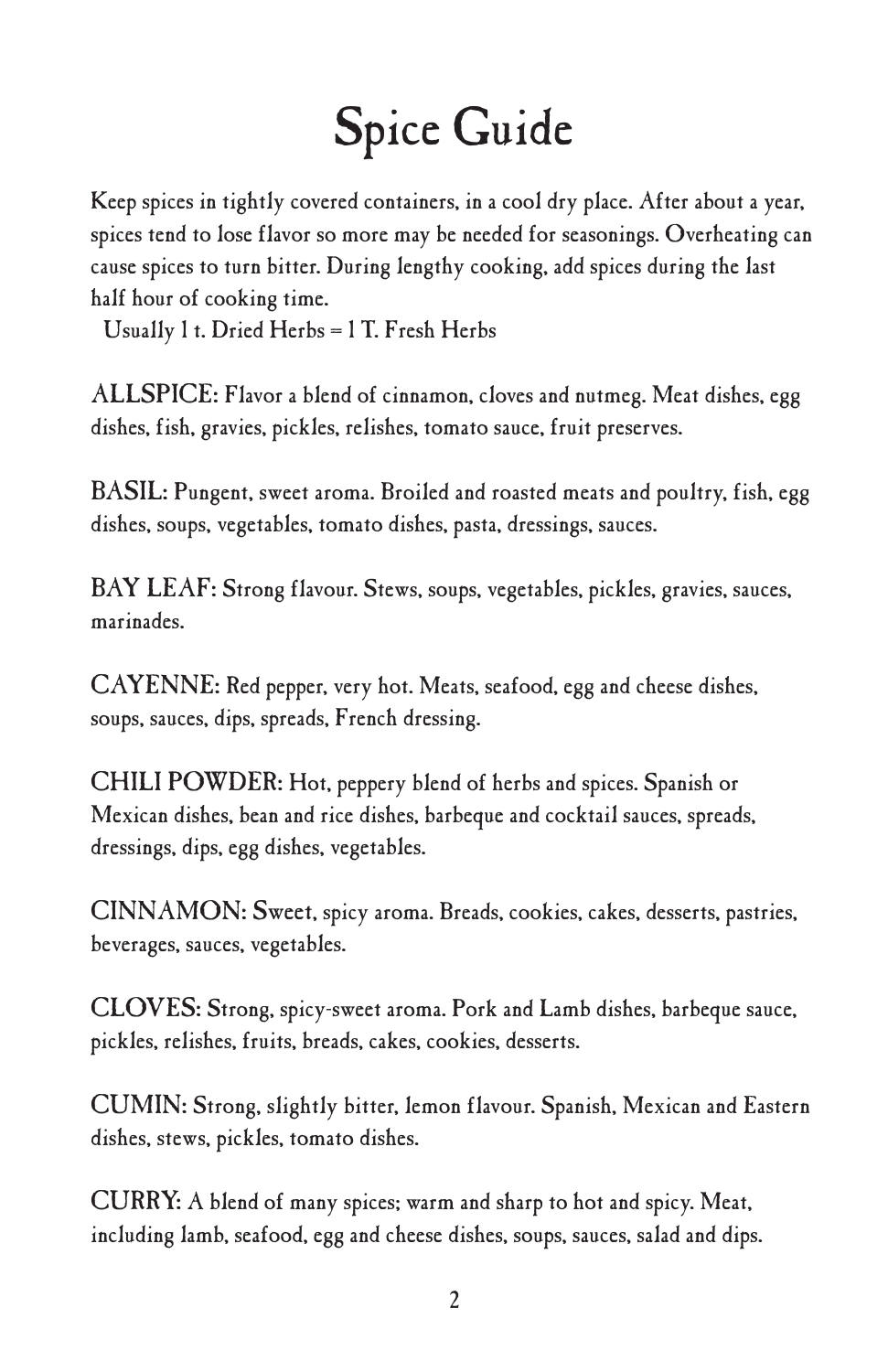# Spice Guide

Keep spices in tightly covered containers, in a cool dry place. After about a year, spices tend to lose flavor so more may be needed for seasonings. Overheating can cause spices to turn bitter. During lengthy cooking, add spices during the last half hour of cooking time.

Usually 1 t. Dried Herbs = 1 T. Fresh Herbs

**ALLSPICE:** Flavor a blend of cinnamon, cloves and nutmeg. Meat dishes, egg dishes, fish, gravies, pickles, relishes, tomato sauce, fruit preserves.

**BASIL:** Pungent, sweet aroma. Broiled and roasted meats and poultry, fish, egg dishes, soups, vegetables, tomato dishes, pasta, dressings, sauces.

**BAY LEAF:** Strong flavour. Stews, soups, vegetables, pickles, gravies, sauces, marinades.

**CAYENNE:** Red pepper, very hot. Meats, seafood, egg and cheese dishes, soups, sauces, dips, spreads, French dressing.

**CHILI POWDER:** Hot, peppery blend of herbs and spices. Spanish or Mexican dishes, bean and rice dishes, barbeque and cocktail sauces, spreads, dressings, dips, egg dishes, vegetables.

**CINNAMON:** Sweet, spicy aroma. Breads, cookies, cakes, desserts, pastries, beverages, sauces, vegetables.

**CLOVES:** Strong, spicy-sweet aroma. Pork and Lamb dishes, barbeque sauce, pickles, relishes, fruits, breads, cakes, cookies, desserts.

**CUMIN:** Strong, slightly bitter, lemon flavour. Spanish, Mexican and Eastern dishes, stews, pickles, tomato dishes.

**CURRY:** A blend of many spices; warm and sharp to hot and spicy. Meat, including lamb, seafood, egg and cheese dishes, soups, sauces, salad and dips.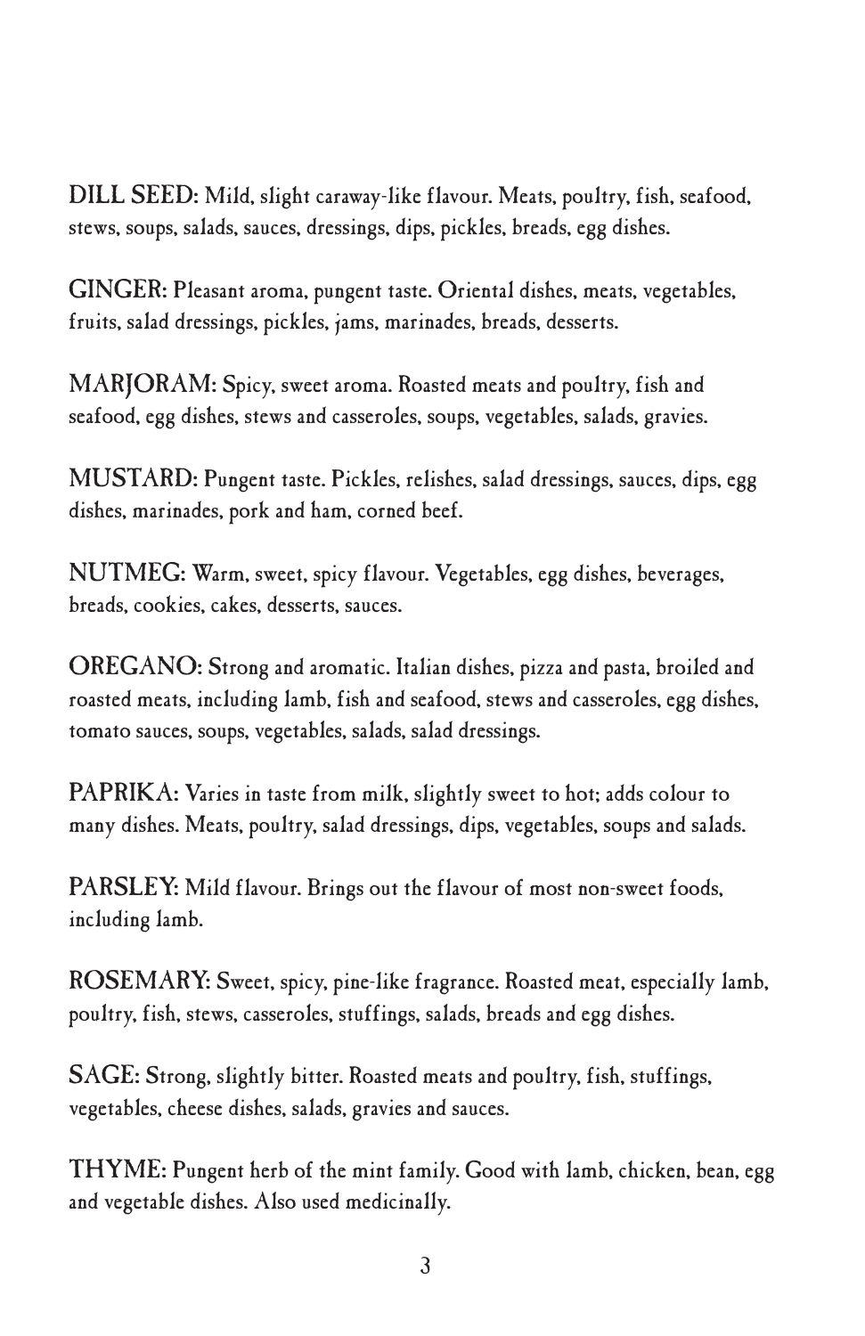**DILL SEED:** Mild, slight caraway-like flavour. Meats, poultry, fish, seafood, stews, soups, salads, sauces, dressings, dips, pickles, breads, egg dishes.

**GINGER:** Pleasant aroma, pungent taste. Oriental dishes, meats, vegetables, fruits, salad dressings, pickles, jams, marinades, breads, desserts.

**MARJORAM:** Spicy, sweet aroma. Roasted meats and poultry, fish and seafood, egg dishes, stews and casseroles, soups, vegetables, salads, gravies.

**MUSTARD:** Pungent taste. Pickles, relishes, salad dressings, sauces, dips, egg dishes, marinades, pork and ham, corned beef.

**NUTMEG:** Warm, sweet, spicy flavour. Vegetables, egg dishes, beverages, breads, cookies, cakes, desserts, sauces.

**OREGANO:** Strong and aromatic. Italian dishes, pizza and pasta, broiled and roasted meats, including lamb, fish and seafood, stews and casseroles, egg dishes, tomato sauces, soups, vegetables, salads, salad dressings.

**PAPRIKA:** Varies in taste from milk, slightly sweet to hot; adds colour to many dishes. Meats, poultry, salad dressings, dips, vegetables, soups and salads.

**PARSLEY:** Mild flavour. Brings out the flavour of most non-sweet foods, including lamb.

**ROSEMARY:** Sweet, spicy, pine-like fragrance. Roasted meat, especially lamb, poultry, fish, stews, casseroles, stuffings, salads, breads and egg dishes.

**SAGE:** Strong, slightly bitter. Roasted meats and poultry, fish, stuffings, vegetables, cheese dishes, salads, gravies and sauces.

**THYME:** Pungent herb of the mint family. Good with lamb, chicken, bean, egg and vegetable dishes. Also used medicinally.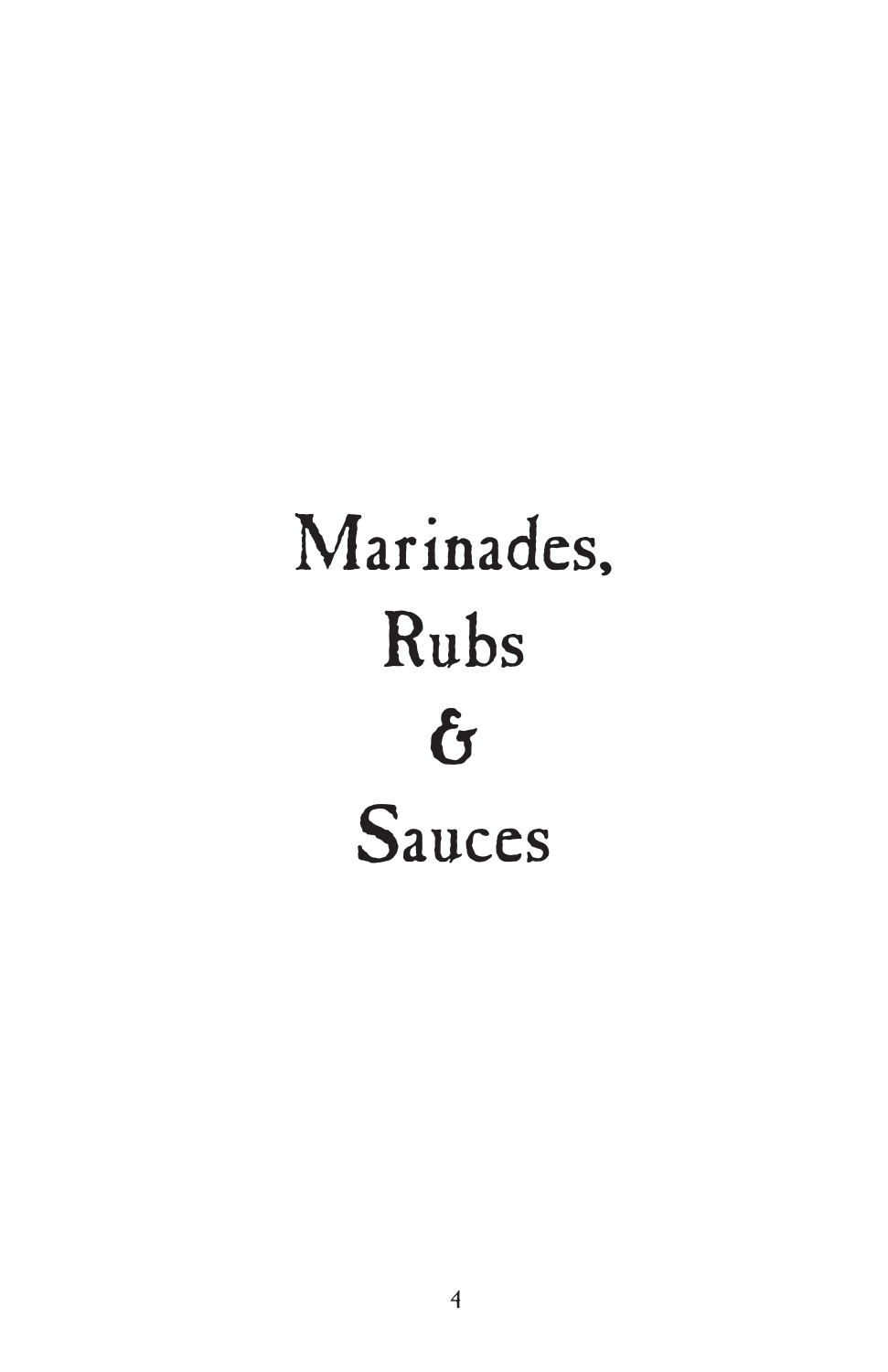# Marinades, Rubs & Sauces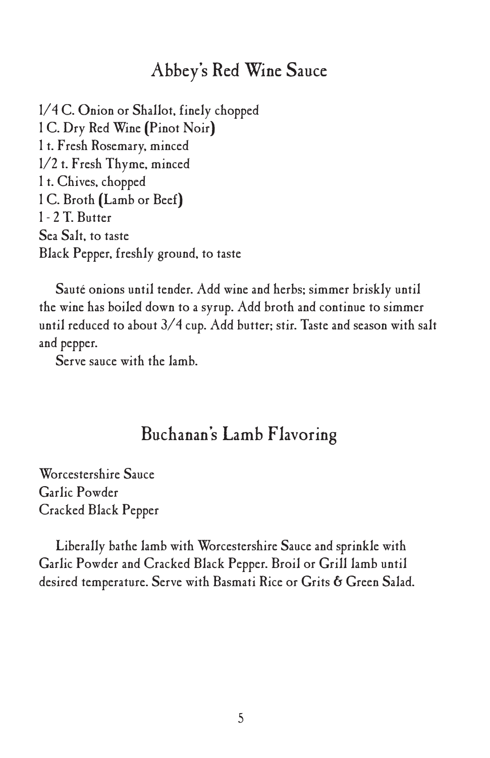## Abbey's Red Wine Sauce

1/4 C. Onion or Shallot, finely chopped
1 C. Dry Red Wine (Pinot Noir)
1 t. Fresh Rosemary, minced
1/2 t. Fresh Thyme, minced
1 t. Chives, chopped
1 C. Broth (Lamb or Beef)
1 - 2 T. Butter
Sea Salt, to taste
Black Pepper, freshly ground, to taste

Sauté onions until tender. Add wine and herbs; simmer briskly until the wine has boiled down to a syrup. Add broth and continue to simmer until reduced to about 3/4 cup. Add butter; stir. Taste and season with salt and pepper.

Serve sauce with the lamb.

## Buchanan's Lamb Flavoring

Worcestershire Sauce
Garlic Powder
Cracked Black Pepper

Liberally bathe lamb with Worcestershire Sauce and sprinkle with Garlic Powder and Cracked Black Pepper. Broil or Grill lamb until desired temperature. Serve with Basmati Rice or Grits & Green Salad.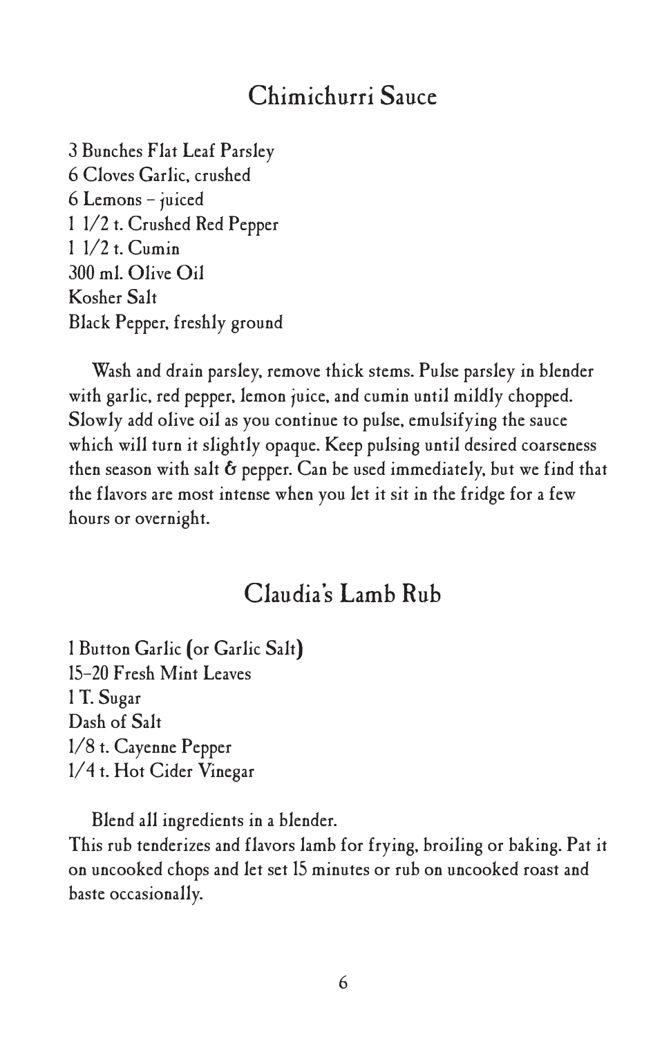## Chimichurri Sauce

3 Bunches Flat Leaf Parsley
6 Cloves Garlic, crushed
6 Lemons – juiced
1 1/2 t. Crushed Red Pepper
1 1/2 t. Cumin
300 ml. Olive Oil
Kosher Salt
Black Pepper, freshly ground

Wash and drain parsley, remove thick stems. Pulse parsley in blender with garlic, red pepper, lemon juice, and cumin until mildly chopped. Slowly add olive oil as you continue to pulse, emulsifying the sauce which will turn it slightly opaque. Keep pulsing until desired coarseness then season with salt & pepper. Can be used immediately, but we find that the flavors are most intense when you let it sit in the fridge for a few hours or overnight.

## Claudia's Lamb Rub

1 Button Garlic (or Garlic Salt)
15–20 Fresh Mint Leaves
1 T. Sugar
Dash of Salt
1/8 t. Cayenne Pepper
1/4 t. Hot Cider Vinegar

Blend all ingredients in a blender.
This rub tenderizes and flavors lamb for frying, broiling or baking. Pat it on uncooked chops and let set 15 minutes or rub on uncooked roast and baste occasionally.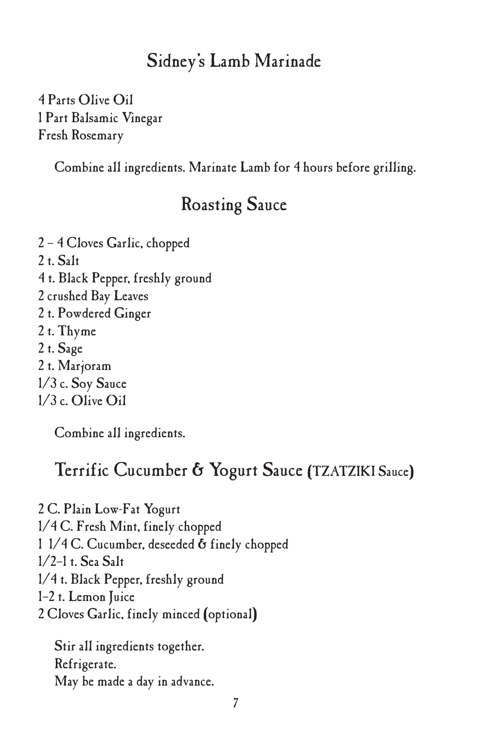## Sidney's Lamb Marinade

4 Parts Olive Oil
1 Part Balsamic Vinegar
Fresh Rosemary

Combine all ingredients. Marinate Lamb for 4 hours before grilling.

## Roasting Sauce

2 – 4 Cloves Garlic, chopped
2 t. Salt
4 t. Black Pepper, freshly ground
2 crushed Bay Leaves
2 t. Powdered Ginger
2 t. Thyme
2 t. Sage
2 t. Marjoram
1/3 c. Soy Sauce
1/3 c. Olive Oil

Combine all ingredients.

## Terrific Cucumber & Yogurt Sauce (TZATZIKI Sauce)

2 C. Plain Low-Fat Yogurt
1/4 C. Fresh Mint, finely chopped
1 1/4 C. Cucumber, deseeded & finely chopped
1/2–1 t. Sea Salt
1/4 t. Black Pepper, freshly ground
1–2 t. Lemon Juice
2 Cloves Garlic, finely minced (optional)

Stir all ingredients together.
Refrigerate.
May be made a day in advance.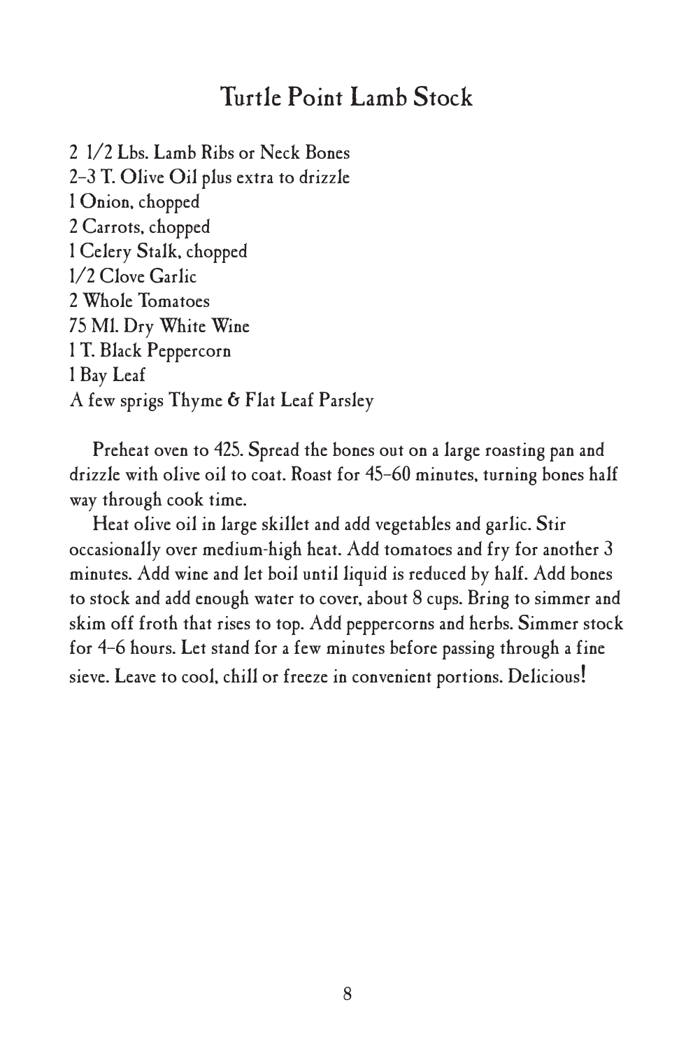# Turtle Point Lamb Stock

2 1/2 Lbs. Lamb Ribs or Neck Bones
2–3 T. Olive Oil plus extra to drizzle
1 Onion, chopped
2 Carrots, chopped
1 Celery Stalk, chopped
1/2 Clove Garlic
2 Whole Tomatoes
75 Ml. Dry White Wine
1 T. Black Peppercorn
1 Bay Leaf
A few sprigs Thyme & Flat Leaf Parsley

Preheat oven to 425. Spread the bones out on a large roasting pan and drizzle with olive oil to coat. Roast for 45–60 minutes, turning bones half way through cook time.

Heat olive oil in large skillet and add vegetables and garlic. Stir occasionally over medium-high heat. Add tomatoes and fry for another 3 minutes. Add wine and let boil until liquid is reduced by half. Add bones to stock and add enough water to cover, about 8 cups. Bring to simmer and skim off froth that rises to top. Add peppercorns and herbs. Simmer stock for 4–6 hours. Let stand for a few minutes before passing through a fine sieve. Leave to cool, chill or freeze in convenient portions. Delicious!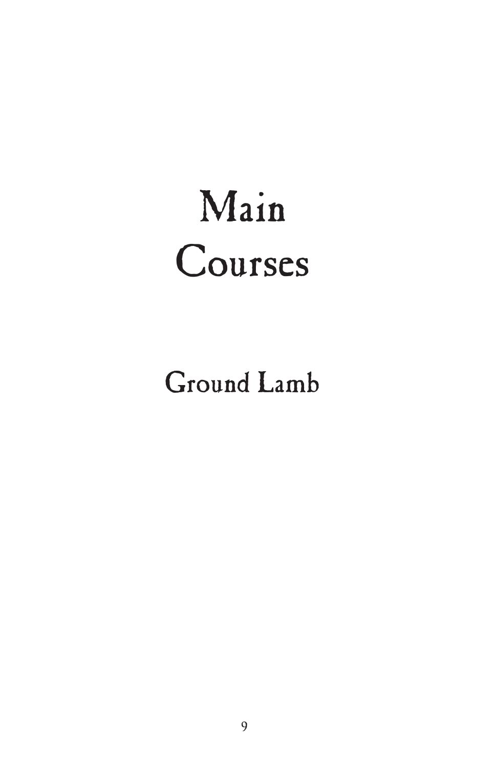# Main Courses

## Ground Lamb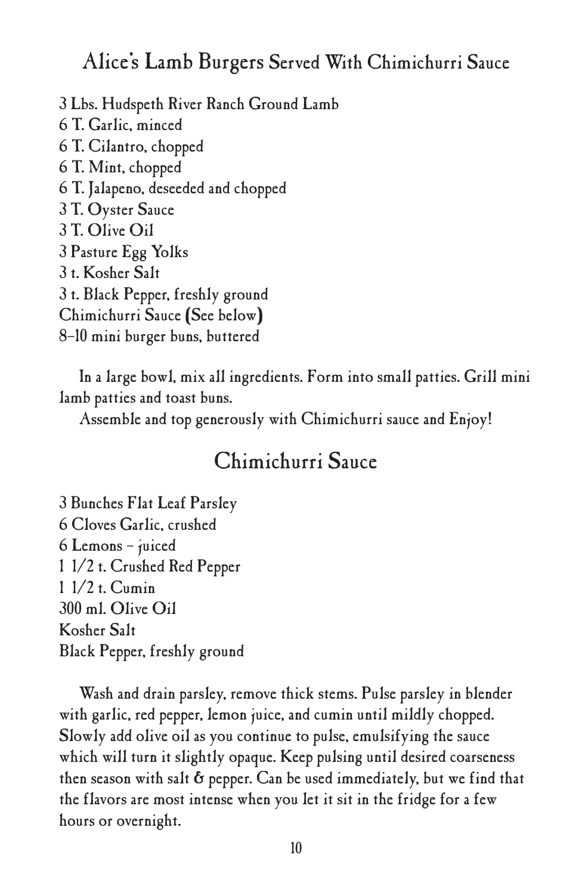## Alice's Lamb Burgers Served With Chimichurri Sauce

3 Lbs. Hudspeth River Ranch Ground Lamb
6 T. Garlic, minced
6 T. Cilantro, chopped
6 T. Mint, chopped
6 T. Jalapeno, deseeded and chopped
3 T. Oyster Sauce
3 T. Olive Oil
3 Pasture Egg Yolks
3 t. Kosher Salt
3 t. Black Pepper, freshly ground
Chimichurri Sauce (See below)
8–10 mini burger buns, buttered

In a large bowl, mix all ingredients. Form into small patties. Grill mini lamb patties and toast buns.

Assemble and top generously with Chimichurri sauce and Enjoy!

## Chimichurri Sauce

3 Bunches Flat Leaf Parsley
6 Cloves Garlic, crushed
6 Lemons – juiced
1 1/2 t. Crushed Red Pepper
1 1/2 t. Cumin
300 ml. Olive Oil
Kosher Salt
Black Pepper, freshly ground

Wash and drain parsley, remove thick stems. Pulse parsley in blender with garlic, red pepper, lemon juice, and cumin until mildly chopped. Slowly add olive oil as you continue to pulse, emulsifying the sauce which will turn it slightly opaque. Keep pulsing until desired coarseness then season with salt & pepper. Can be used immediately, but we find that the flavors are most intense when you let it sit in the fridge for a few hours or overnight.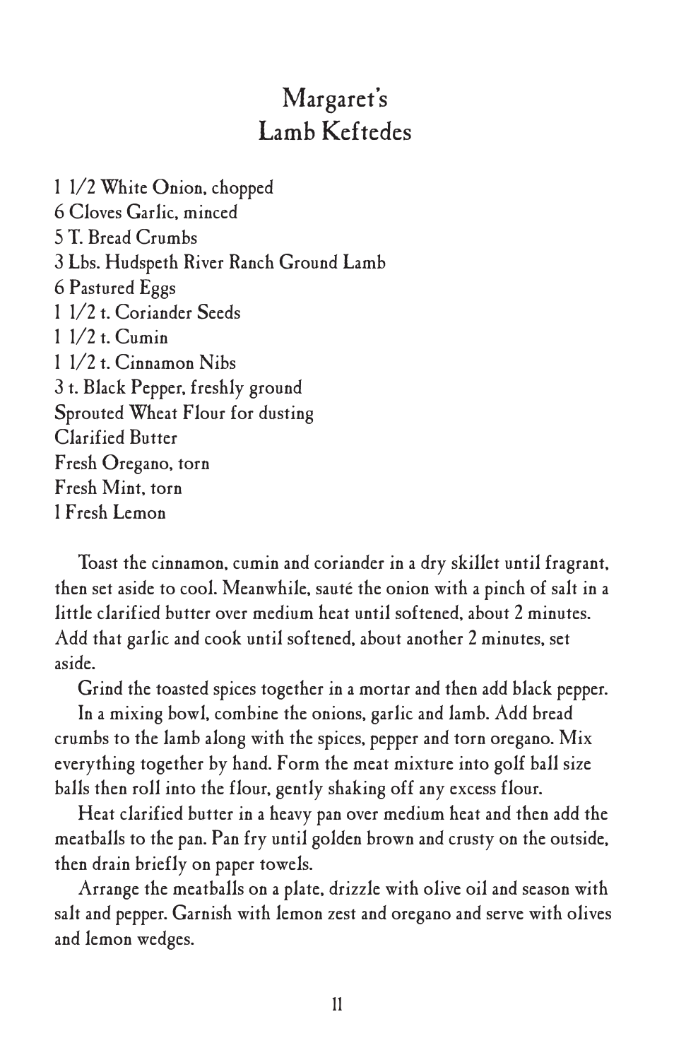# Margaret's Lamb Keftedes

1 1/2 White Onion, chopped
6 Cloves Garlic, minced
5 T. Bread Crumbs
3 Lbs. Hudspeth River Ranch Ground Lamb
6 Pastured Eggs
1 1/2 t. Coriander Seeds
1 1/2 t. Cumin
1 1/2 t. Cinnamon Nibs
3 t. Black Pepper, freshly ground
Sprouted Wheat Flour for dusting
Clarified Butter
Fresh Oregano, torn
Fresh Mint, torn
1 Fresh Lemon

Toast the cinnamon, cumin and coriander in a dry skillet until fragrant, then set aside to cool. Meanwhile, sauté the onion with a pinch of salt in a little clarified butter over medium heat until softened, about 2 minutes. Add that garlic and cook until softened, about another 2 minutes, set aside.

Grind the toasted spices together in a mortar and then add black pepper.

In a mixing bowl, combine the onions, garlic and lamb. Add bread crumbs to the lamb along with the spices, pepper and torn oregano. Mix everything together by hand. Form the meat mixture into golf ball size balls then roll into the flour, gently shaking off any excess flour.

Heat clarified butter in a heavy pan over medium heat and then add the meatballs to the pan. Pan fry until golden brown and crusty on the outside, then drain briefly on paper towels.

Arrange the meatballs on a plate, drizzle with olive oil and season with salt and pepper. Garnish with lemon zest and oregano and serve with olives and lemon wedges.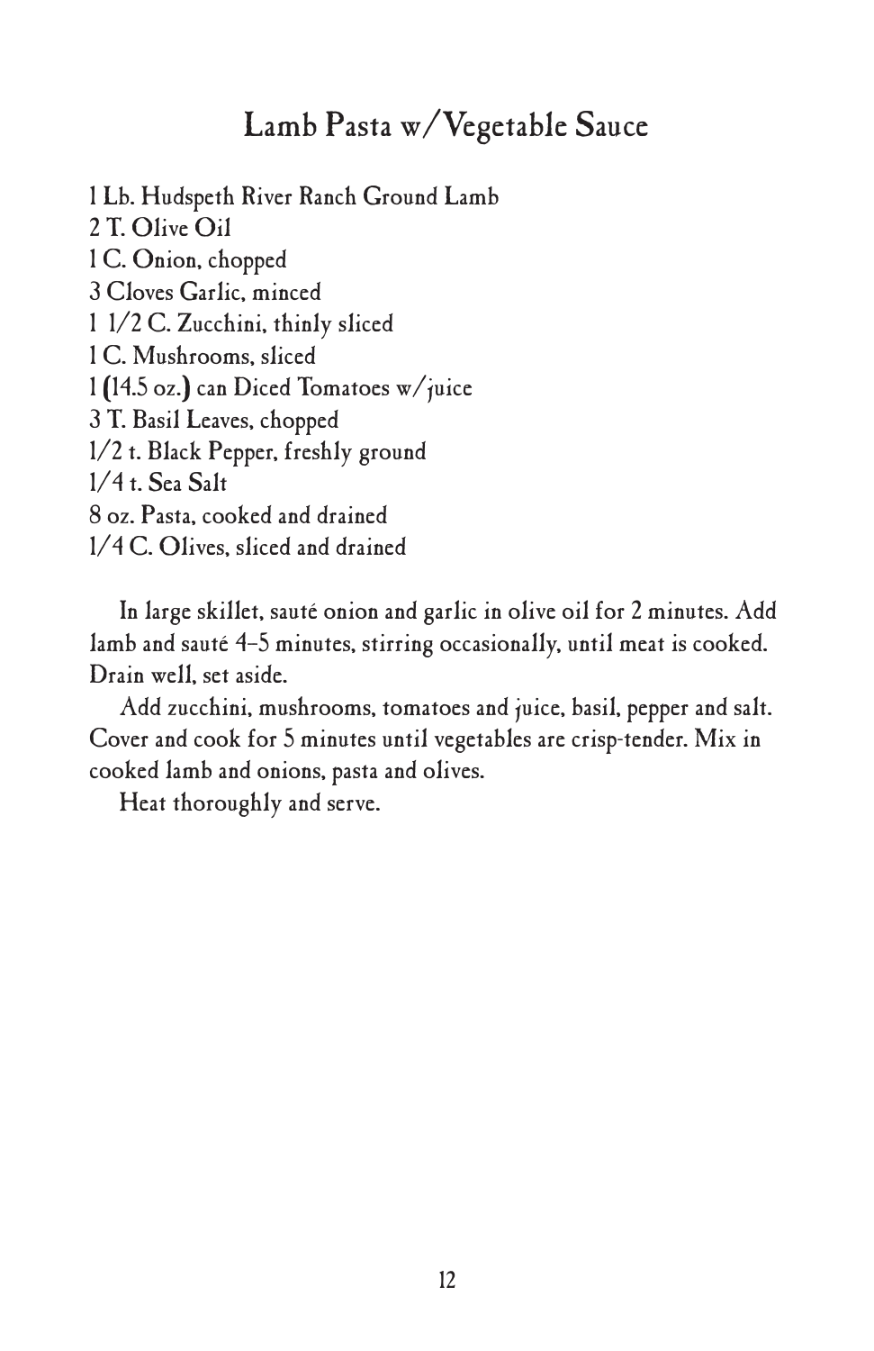# Lamb Pasta w/Vegetable Sauce

1 Lb. Hudspeth River Ranch Ground Lamb
2 T. Olive Oil
1 C. Onion, chopped
3 Cloves Garlic, minced
1 1/2 C. Zucchini, thinly sliced
1 C. Mushrooms, sliced
1 (14.5 oz.) can Diced Tomatoes w/juice
3 T. Basil Leaves, chopped
1/2 t. Black Pepper, freshly ground
1/4 t. Sea Salt
8 oz. Pasta, cooked and drained
1/4 C. Olives, sliced and drained

In large skillet, sauté onion and garlic in olive oil for 2 minutes. Add lamb and sauté 4–5 minutes, stirring occasionally, until meat is cooked. Drain well, set aside.

Add zucchini, mushrooms, tomatoes and juice, basil, pepper and salt. Cover and cook for 5 minutes until vegetables are crisp-tender. Mix in cooked lamb and onions, pasta and olives.

Heat thoroughly and serve.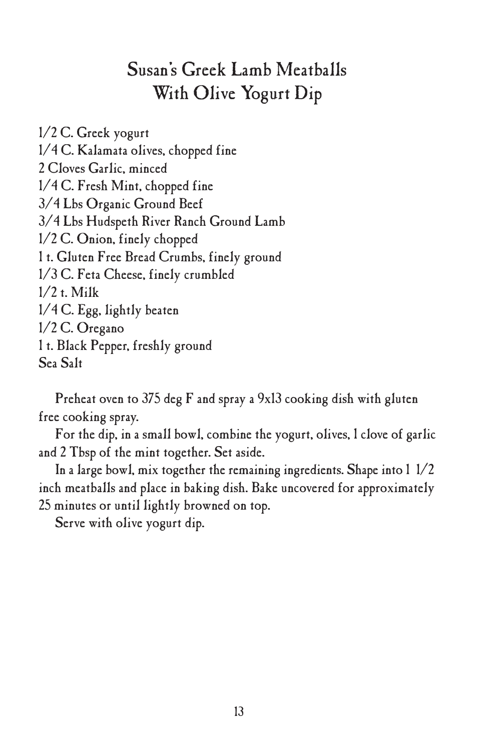# Susan's Greek Lamb Meatballs With Olive Yogurt Dip

1/2 C. Greek yogurt
1/4 C. Kalamata olives, chopped fine
2 Cloves Garlic, minced
1/4 C. Fresh Mint, chopped fine
3/4 Lbs Organic Ground Beef
3/4 Lbs Hudspeth River Ranch Ground Lamb
1/2 C. Onion, finely chopped
1 t. Gluten Free Bread Crumbs, finely ground
1/3 C. Feta Cheese, finely crumbled
1/2 t. Milk
1/4 C. Egg, lightly beaten
1/2 C. Oregano
1 t. Black Pepper, freshly ground
Sea Salt

Preheat oven to 375 deg F and spray a 9x13 cooking dish with gluten free cooking spray.

For the dip, in a small bowl, combine the yogurt, olives, 1 clove of garlic and 2 Tbsp of the mint together. Set aside.

In a large bowl, mix together the remaining ingredients. Shape into 1 1/2 inch meatballs and place in baking dish. Bake uncovered for approximately 25 minutes or until lightly browned on top.

Serve with olive yogurt dip.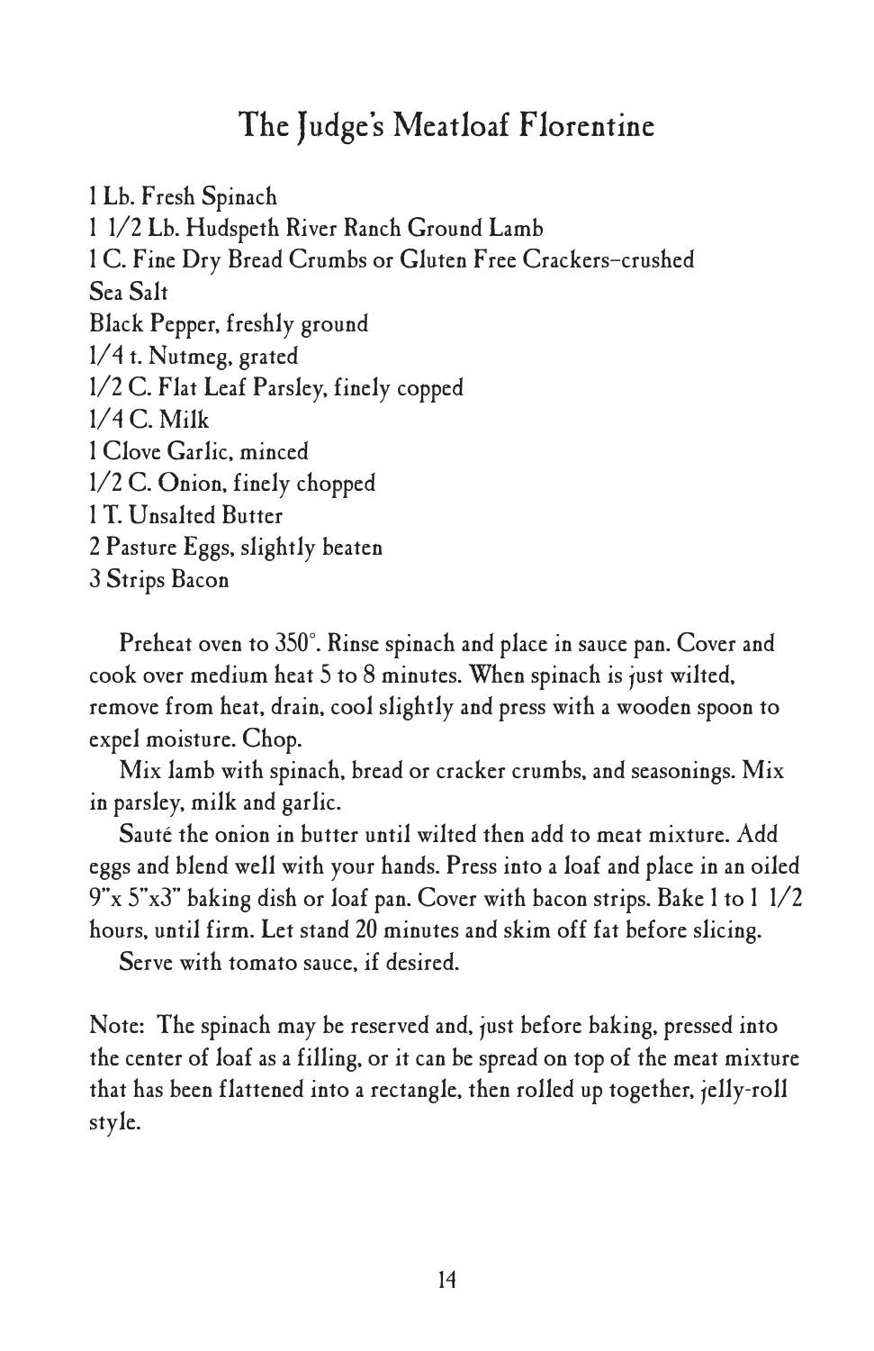# The Judge's Meatloaf Florentine

1 Lb. Fresh Spinach
1 1/2 Lb. Hudspeth River Ranch Ground Lamb
1 C. Fine Dry Bread Crumbs or Gluten Free Crackers–crushed
Sea Salt
Black Pepper, freshly ground
1/4 t. Nutmeg, grated
1/2 C. Flat Leaf Parsley, finely copped
1/4 C. Milk
1 Clove Garlic, minced
1/2 C. Onion, finely chopped
1 T. Unsalted Butter
2 Pasture Eggs, slightly beaten
3 Strips Bacon

Preheat oven to 350°. Rinse spinach and place in sauce pan. Cover and cook over medium heat 5 to 8 minutes. When spinach is just wilted, remove from heat, drain, cool slightly and press with a wooden spoon to expel moisture. Chop.

Mix lamb with spinach, bread or cracker crumbs, and seasonings. Mix in parsley, milk and garlic.

Sauté the onion in butter until wilted then add to meat mixture. Add eggs and blend well with your hands. Press into a loaf and place in an oiled 9"x 5"x3" baking dish or loaf pan. Cover with bacon strips. Bake 1 to 1 1/2 hours, until firm. Let stand 20 minutes and skim off fat before slicing.

Serve with tomato sauce, if desired.

Note: The spinach may be reserved and, just before baking, pressed into the center of loaf as a filling, or it can be spread on top of the meat mixture that has been flattened into a rectangle, then rolled up together, jelly-roll style.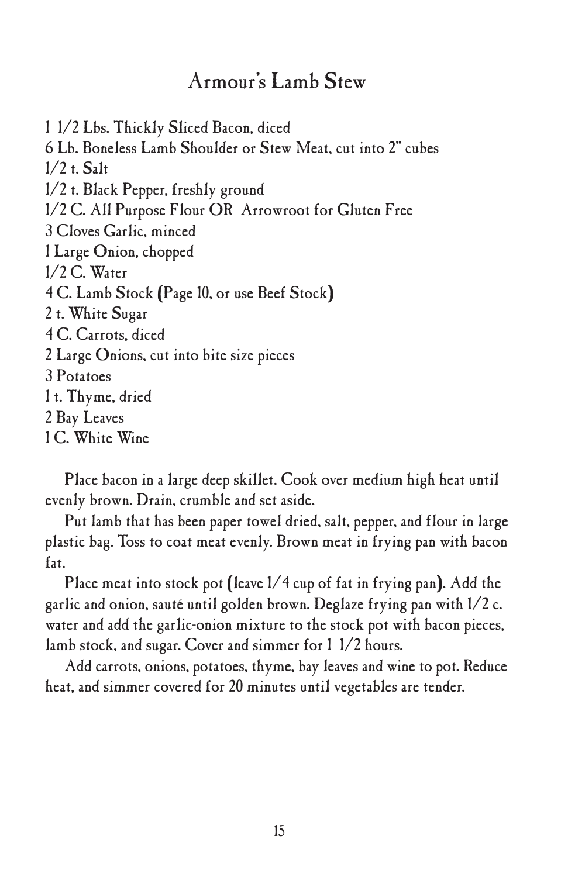# Armour's Lamb Stew

1 1/2 Lbs. Thickly Sliced Bacon, diced
6 Lb. Boneless Lamb Shoulder or Stew Meat, cut into 2" cubes
1/2 t. Salt
1/2 t. Black Pepper, freshly ground
1/2 C. All Purpose Flour OR Arrowroot for Gluten Free
3 Cloves Garlic, minced
1 Large Onion, chopped
1/2 C. Water
4 C. Lamb Stock (Page 10, or use Beef Stock)
2 t. White Sugar
4 C. Carrots, diced
2 Large Onions, cut into bite size pieces
3 Potatoes
1 t. Thyme, dried
2 Bay Leaves
1 C. White Wine

Place bacon in a large deep skillet. Cook over medium high heat until evenly brown. Drain, crumble and set aside.

Put lamb that has been paper towel dried, salt, pepper, and flour in large plastic bag. Toss to coat meat evenly. Brown meat in frying pan with bacon fat.

Place meat into stock pot (leave 1/4 cup of fat in frying pan). Add the garlic and onion, sauté until golden brown. Deglaze frying pan with 1/2 c. water and add the garlic-onion mixture to the stock pot with bacon pieces, lamb stock, and sugar. Cover and simmer for 1 1/2 hours.

Add carrots, onions, potatoes, thyme, bay leaves and wine to pot. Reduce heat, and simmer covered for 20 minutes until vegetables are tender.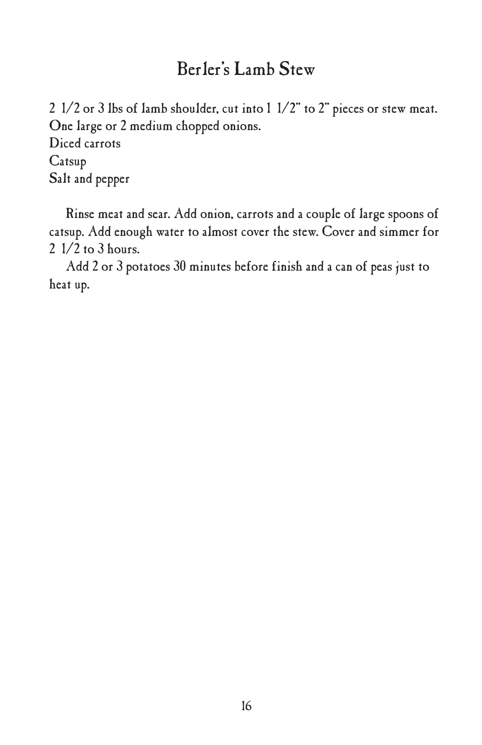# Berler's Lamb Stew

2 1/2 or 3 lbs of lamb shoulder, cut into 1 1/2" to 2" pieces or stew meat.
One large or 2 medium chopped onions.
Diced carrots
Catsup
Salt and pepper

Rinse meat and sear. Add onion, carrots and a couple of large spoons of catsup. Add enough water to almost cover the stew. Cover and simmer for 2 1/2 to 3 hours.

Add 2 or 3 potatoes 30 minutes before finish and a can of peas just to heat up.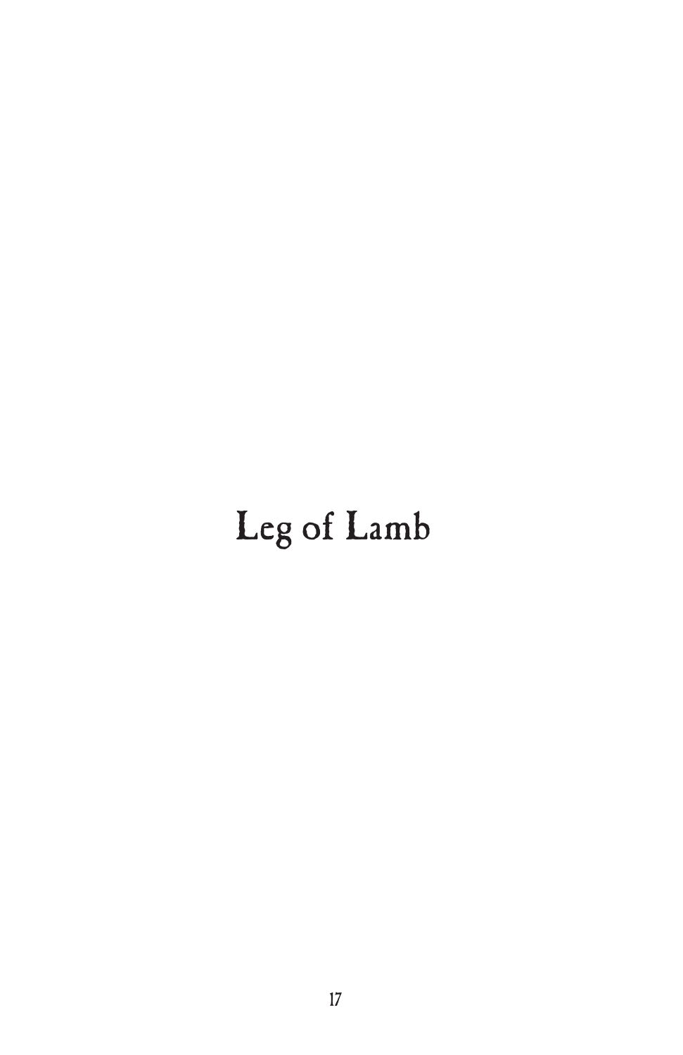# Leg of Lamb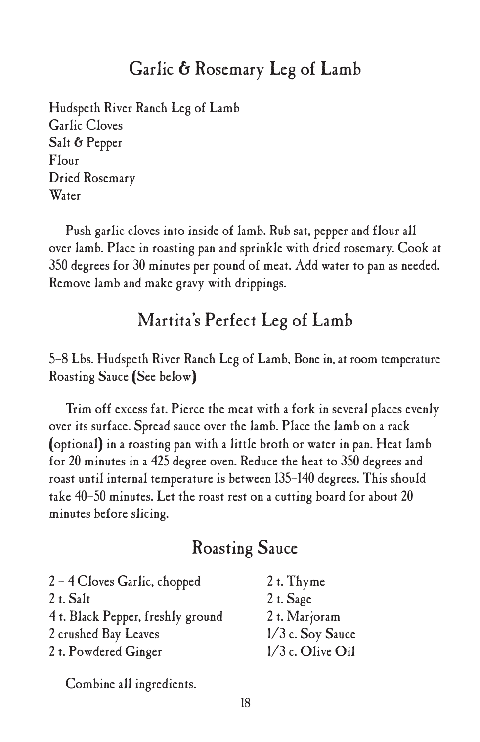## Garlic & Rosemary Leg of Lamb

Hudspeth River Ranch Leg of Lamb
Garlic Cloves
Salt & Pepper
Flour
Dried Rosemary
Water

Push garlic cloves into inside of lamb. Rub sat, pepper and flour all over lamb. Place in roasting pan and sprinkle with dried rosemary. Cook at 350 degrees for 30 minutes per pound of meat. Add water to pan as needed. Remove lamb and make gravy with drippings.

## Martita's Perfect Leg of Lamb

5–8 Lbs. Hudspeth River Ranch Leg of Lamb, Bone in, at room temperature
Roasting Sauce (See below)

Trim off excess fat. Pierce the meat with a fork in several places evenly over its surface. Spread sauce over the lamb. Place the lamb on a rack (optional) in a roasting pan with a little broth or water in pan. Heat lamb for 20 minutes in a 425 degree oven. Reduce the heat to 350 degrees and roast until internal temperature is between 135–140 degrees. This should take 40–50 minutes. Let the roast rest on a cutting board for about 20 minutes before slicing.

## Roasting Sauce

2 – 4 Cloves Garlic, chopped
2 t. Salt
4 t. Black Pepper, freshly ground
2 crushed Bay Leaves
2 t. Powdered Ginger
2 t. Thyme
2 t. Sage
2 t. Marjoram
1/3 c. Soy Sauce
1/3 c. Olive Oil

Combine all ingredients.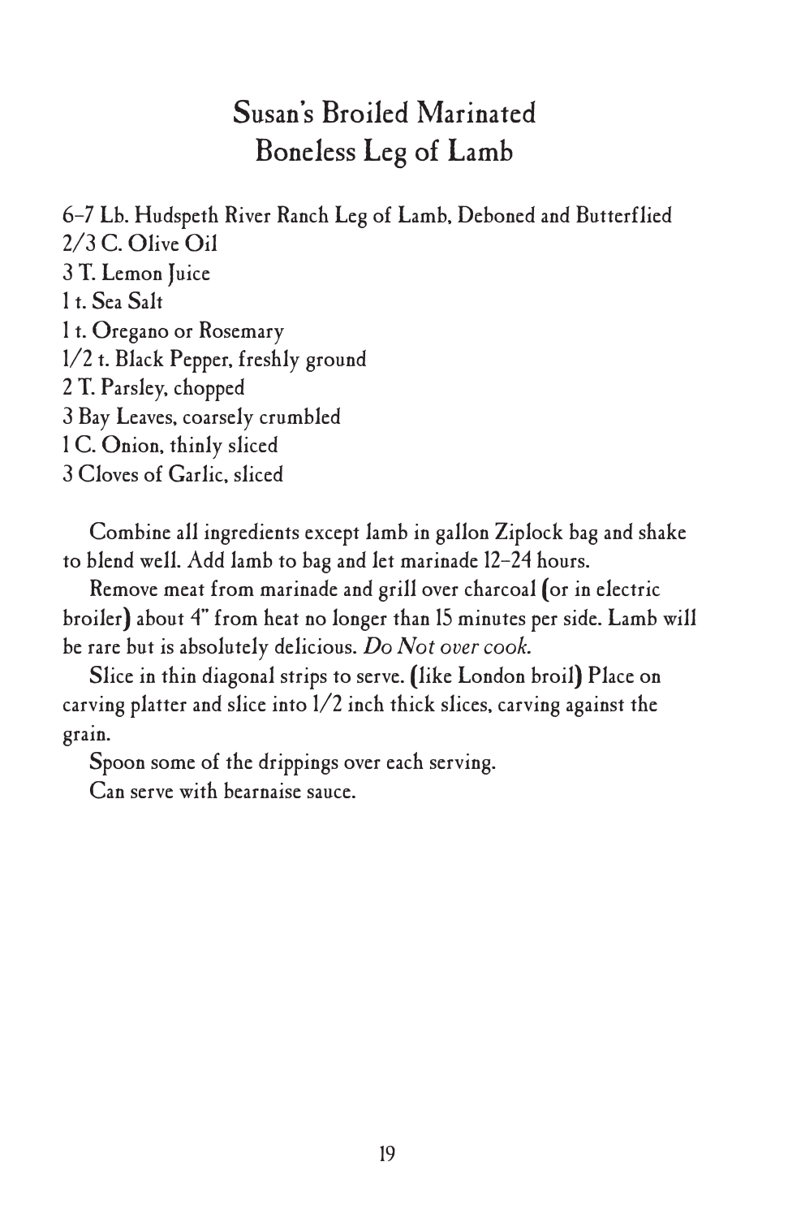# Susan's Broiled Marinated Boneless Leg of Lamb

6–7 Lb. Hudspeth River Ranch Leg of Lamb, Deboned and Butterflied
2/3 C. Olive Oil
3 T. Lemon Juice
1 t. Sea Salt
1 t. Oregano or Rosemary
1/2 t. Black Pepper, freshly ground
2 T. Parsley, chopped
3 Bay Leaves, coarsely crumbled
1 C. Onion, thinly sliced
3 Cloves of Garlic, sliced

Combine all ingredients except lamb in gallon Ziplock bag and shake to blend well. Add lamb to bag and let marinade 12–24 hours.

Remove meat from marinade and grill over charcoal (or in electric broiler) about 4" from heat no longer than 15 minutes per side. Lamb will be rare but is absolutely delicious. *Do Not over cook.*

Slice in thin diagonal strips to serve. (like London broil) Place on carving platter and slice into 1/2 inch thick slices, carving against the grain.

Spoon some of the drippings over each serving.

Can serve with bearnaise sauce.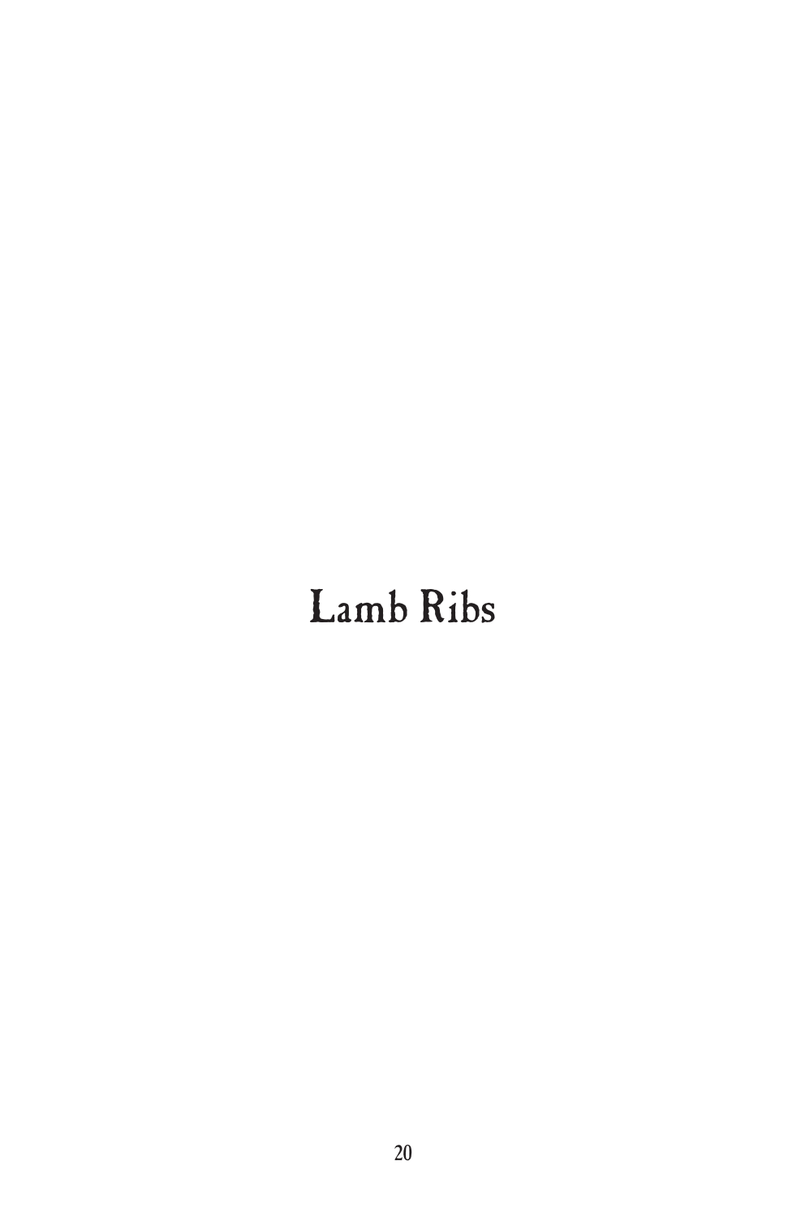# Lamb Ribs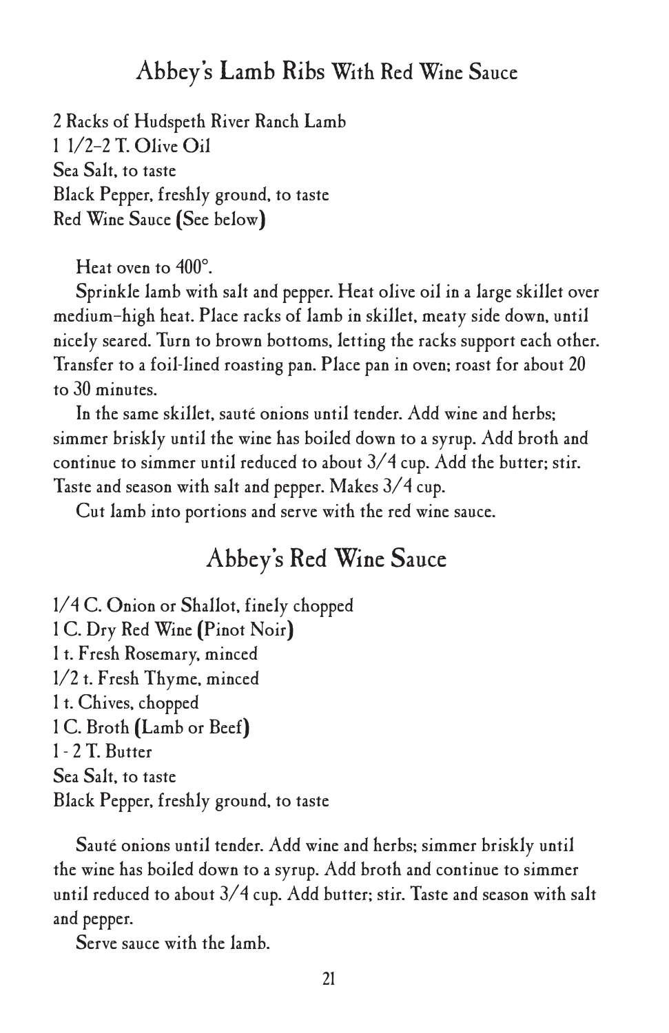## Abbey's Lamb Ribs With Red Wine Sauce

2 Racks of Hudspeth River Ranch Lamb
1 1/2-2 T. Olive Oil
Sea Salt, to taste
Black Pepper, freshly ground, to taste
Red Wine Sauce (See below)

Heat oven to 400°.

Sprinkle lamb with salt and pepper. Heat olive oil in a large skillet over medium-high heat. Place racks of lamb in skillet, meaty side down, until nicely seared. Turn to brown bottoms, letting the racks support each other. Transfer to a foil-lined roasting pan. Place pan in oven; roast for about 20 to 30 minutes.

In the same skillet, sauté onions until tender. Add wine and herbs; simmer briskly until the wine has boiled down to a syrup. Add broth and continue to simmer until reduced to about 3/4 cup. Add the butter; stir. Taste and season with salt and pepper. Makes 3/4 cup.

Cut lamb into portions and serve with the red wine sauce.

## Abbey's Red Wine Sauce

1/4 C. Onion or Shallot, finely chopped
1 C. Dry Red Wine (Pinot Noir)
1 t. Fresh Rosemary, minced
1/2 t. Fresh Thyme, minced
1 t. Chives, chopped
1 C. Broth (Lamb or Beef)
1 - 2 T. Butter
Sea Salt, to taste
Black Pepper, freshly ground, to taste

Sauté onions until tender. Add wine and herbs; simmer briskly until the wine has boiled down to a syrup. Add broth and continue to simmer until reduced to about 3/4 cup. Add butter; stir. Taste and season with salt and pepper.

Serve sauce with the lamb.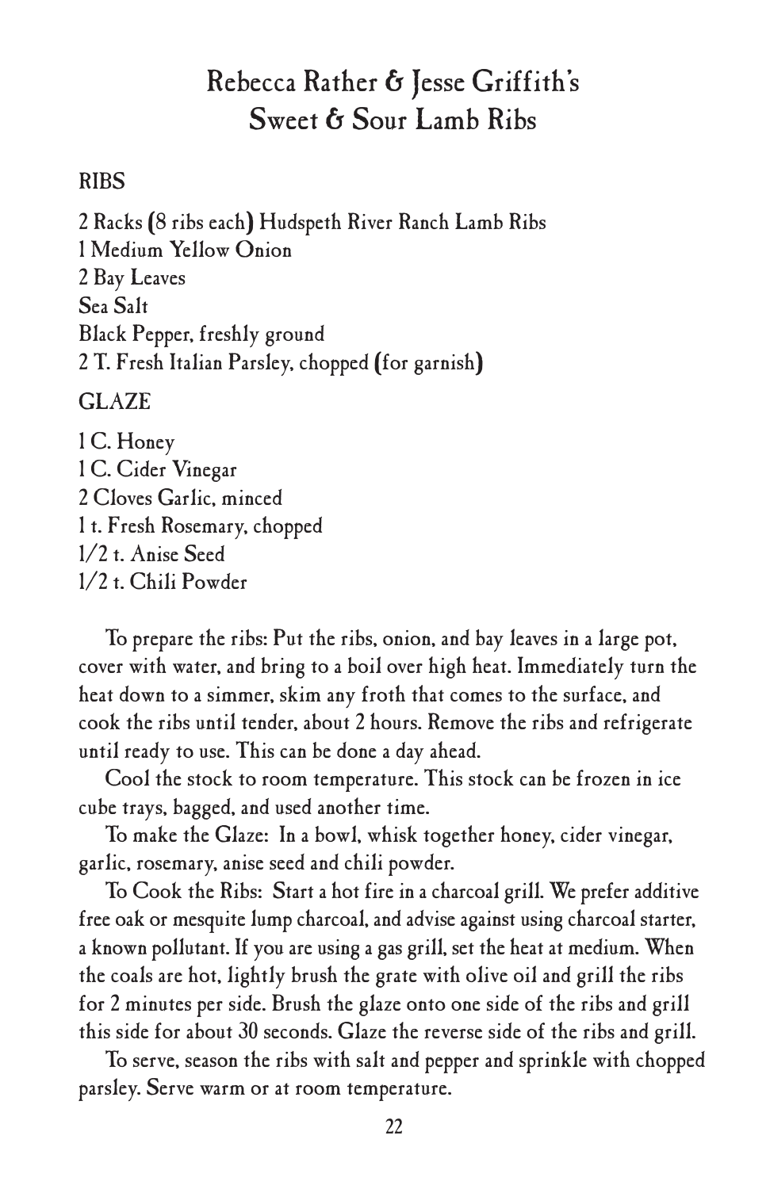# Rebecca Rather & Jesse Griffith's Sweet & Sour Lamb Ribs

## RIBS

2 Racks (8 ribs each) Hudspeth River Ranch Lamb Ribs
1 Medium Yellow Onion
2 Bay Leaves
Sea Salt
Black Pepper, freshly ground
2 T. Fresh Italian Parsley, chopped (for garnish)

## GLAZE

1 C. Honey
1 C. Cider Vinegar
2 Cloves Garlic, minced
1 t. Fresh Rosemary, chopped
1/2 t. Anise Seed
1/2 t. Chili Powder

To prepare the ribs: Put the ribs, onion, and bay leaves in a large pot, cover with water, and bring to a boil over high heat. Immediately turn the heat down to a simmer, skim any froth that comes to the surface, and cook the ribs until tender, about 2 hours. Remove the ribs and refrigerate until ready to use. This can be done a day ahead.

Cool the stock to room temperature. This stock can be frozen in ice cube trays, bagged, and used another time.

To make the Glaze: In a bowl, whisk together honey, cider vinegar, garlic, rosemary, anise seed and chili powder.

To Cook the Ribs: Start a hot fire in a charcoal grill. We prefer additive free oak or mesquite lump charcoal, and advise against using charcoal starter, a known pollutant. If you are using a gas grill, set the heat at medium. When the coals are hot, lightly brush the grate with olive oil and grill the ribs for 2 minutes per side. Brush the glaze onto one side of the ribs and grill this side for about 30 seconds. Glaze the reverse side of the ribs and grill.

To serve, season the ribs with salt and pepper and sprinkle with chopped parsley. Serve warm or at room temperature.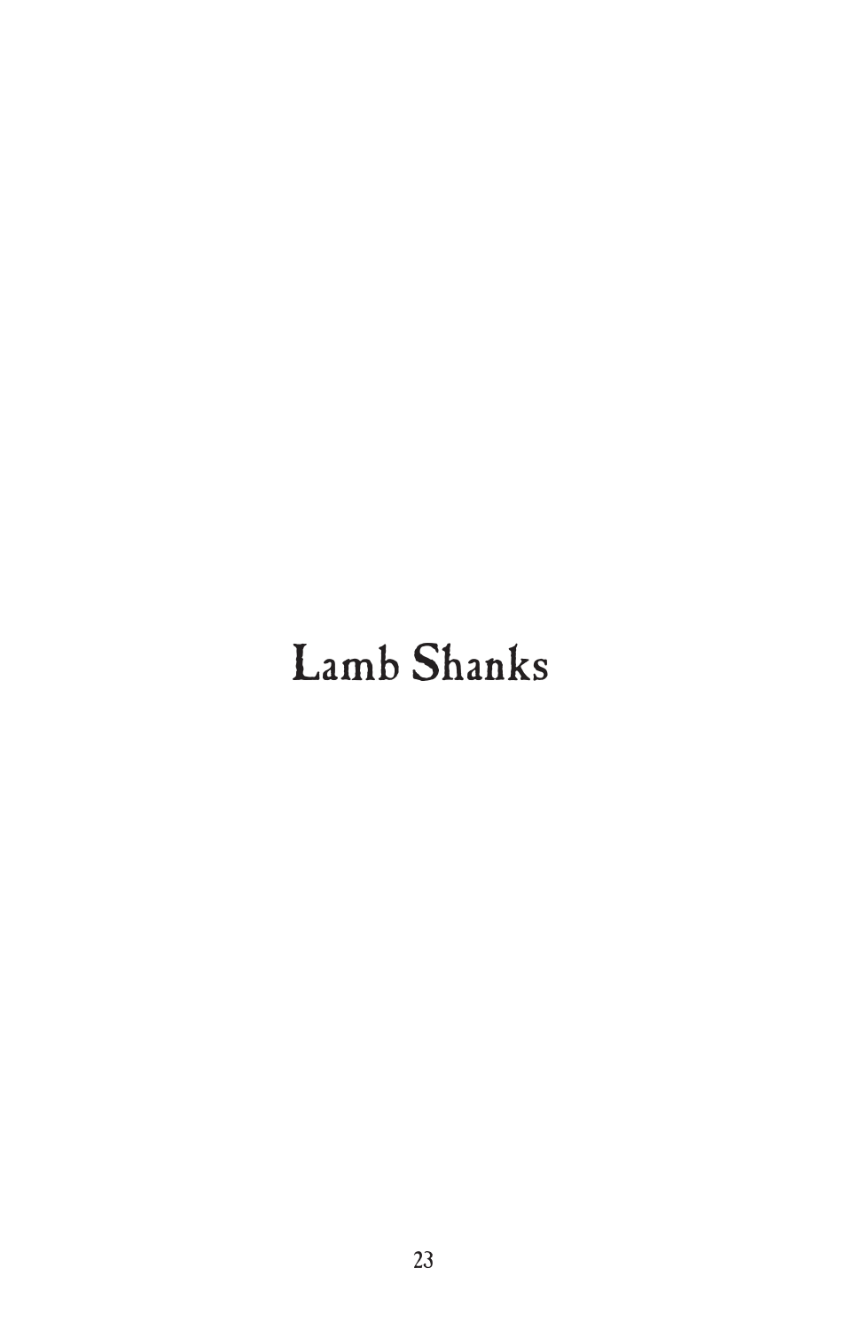# Lamb Shanks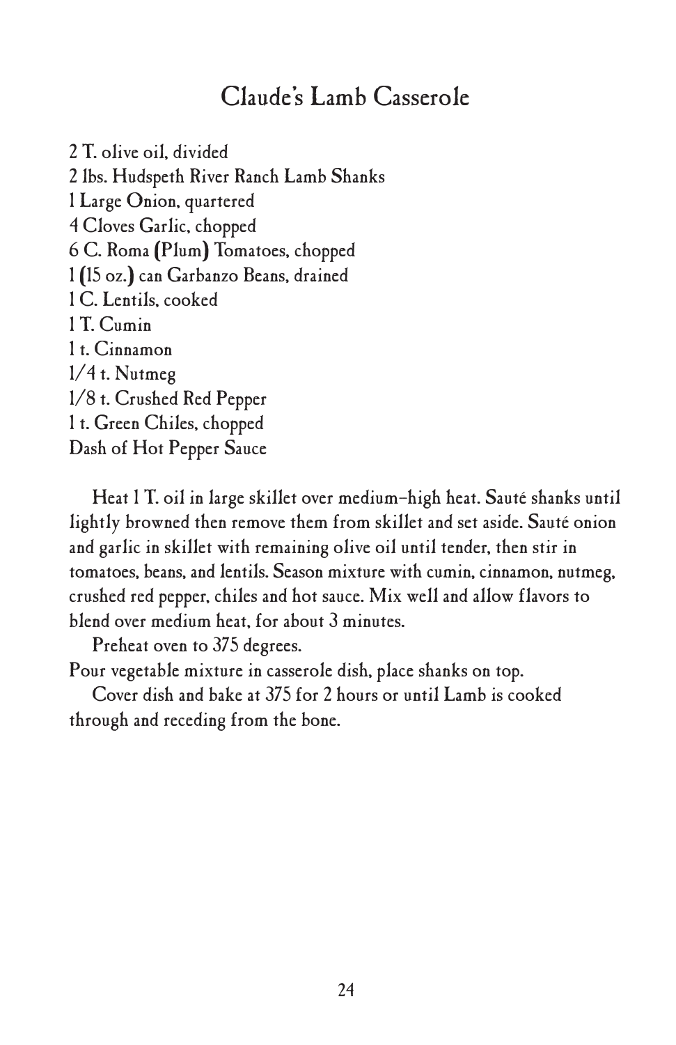# Claude's Lamb Casserole

2 T. olive oil, divided
2 lbs. Hudspeth River Ranch Lamb Shanks
1 Large Onion, quartered
4 Cloves Garlic, chopped
6 C. Roma (Plum) Tomatoes, chopped
1 (15 oz.) can Garbanzo Beans, drained
1 C. Lentils, cooked
1 T. Cumin
1 t. Cinnamon
1/4 t. Nutmeg
1/8 t. Crushed Red Pepper
1 t. Green Chiles, chopped
Dash of Hot Pepper Sauce

Heat 1 T. oil in large skillet over medium-high heat. Sauté shanks until lightly browned then remove them from skillet and set aside. Sauté onion and garlic in skillet with remaining olive oil until tender, then stir in tomatoes, beans, and lentils. Season mixture with cumin, cinnamon, nutmeg, crushed red pepper, chiles and hot sauce. Mix well and allow flavors to blend over medium heat, for about 3 minutes.

Preheat oven to 375 degrees.

Pour vegetable mixture in casserole dish, place shanks on top.

Cover dish and bake at 375 for 2 hours or until Lamb is cooked through and receding from the bone.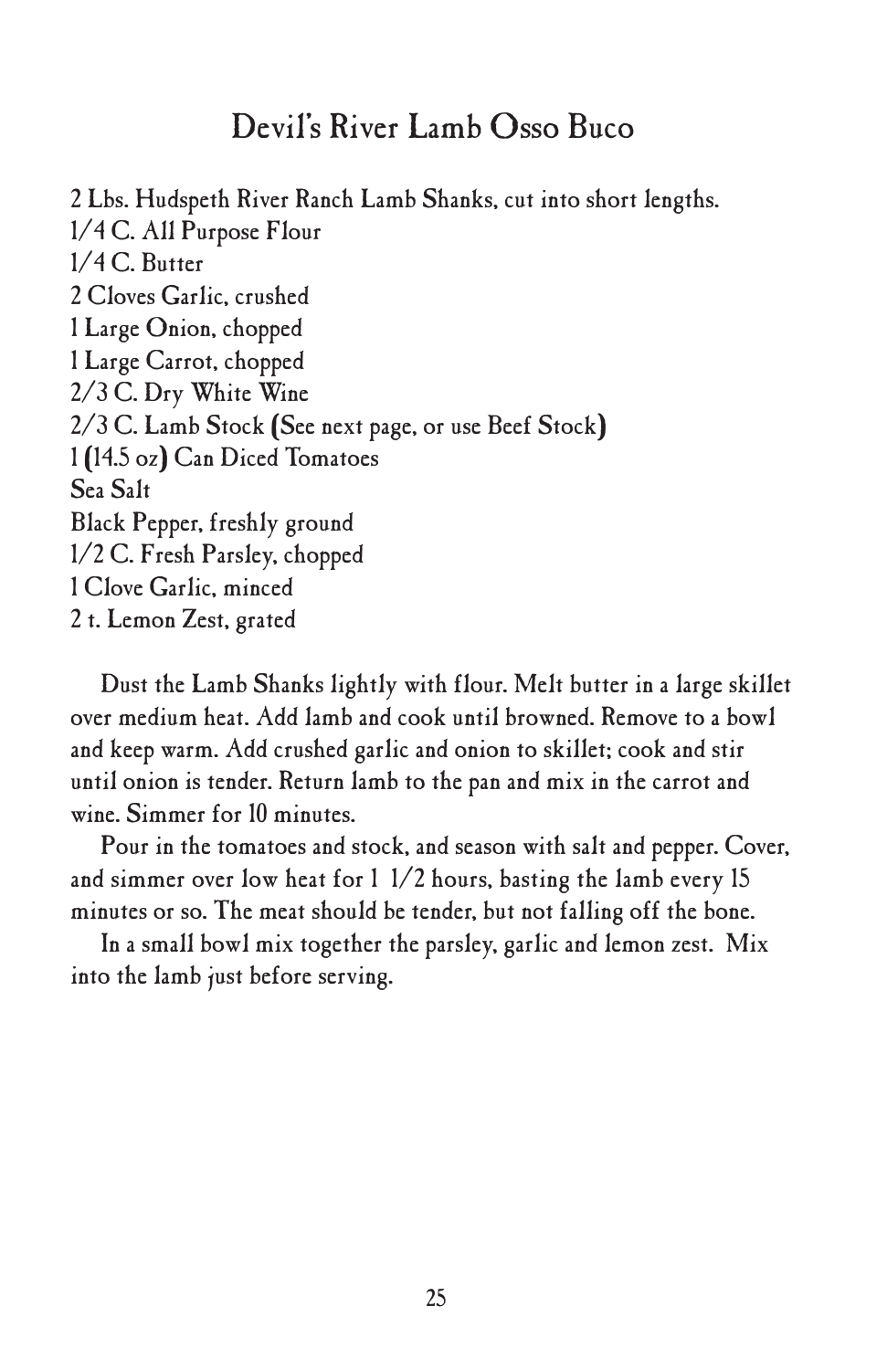# Devil's River Lamb Osso Buco

2 Lbs. Hudspeth River Ranch Lamb Shanks, cut into short lengths.
1/4 C. All Purpose Flour
1/4 C. Butter
2 Cloves Garlic, crushed
1 Large Onion, chopped
1 Large Carrot, chopped
2/3 C. Dry White Wine
2/3 C. Lamb Stock (See next page, or use Beef Stock)
1 (14.5 oz) Can Diced Tomatoes
Sea Salt
Black Pepper, freshly ground
1/2 C. Fresh Parsley, chopped
1 Clove Garlic, minced
2 t. Lemon Zest, grated

Dust the Lamb Shanks lightly with flour. Melt butter in a large skillet over medium heat. Add lamb and cook until browned. Remove to a bowl and keep warm. Add crushed garlic and onion to skillet; cook and stir until onion is tender. Return lamb to the pan and mix in the carrot and wine. Simmer for 10 minutes.

Pour in the tomatoes and stock, and season with salt and pepper. Cover, and simmer over low heat for 1 1/2 hours, basting the lamb every 15 minutes or so. The meat should be tender, but not falling off the bone.

In a small bowl mix together the parsley, garlic and lemon zest. Mix into the lamb just before serving.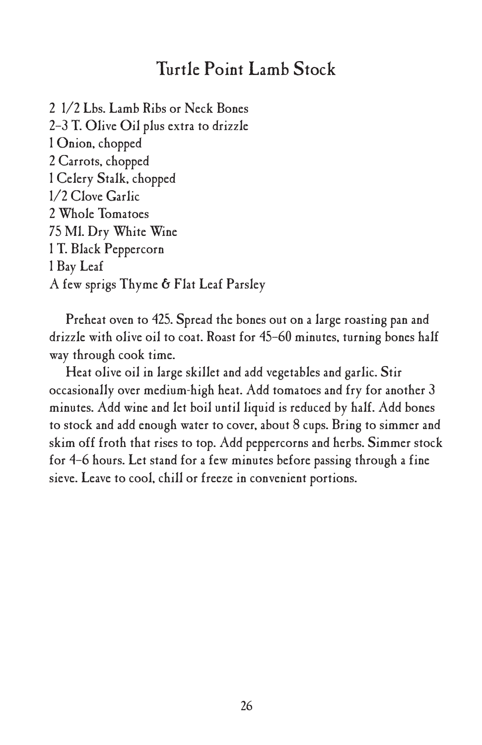# Turtle Point Lamb Stock

2 1/2 Lbs. Lamb Ribs or Neck Bones
2–3 T. Olive Oil plus extra to drizzle
1 Onion, chopped
2 Carrots, chopped
1 Celery Stalk, chopped
1/2 Clove Garlic
2 Whole Tomatoes
75 Ml. Dry White Wine
1 T. Black Peppercorn
1 Bay Leaf
A few sprigs Thyme & Flat Leaf Parsley

Preheat oven to 425. Spread the bones out on a large roasting pan and drizzle with olive oil to coat. Roast for 45–60 minutes, turning bones half way through cook time.

Heat olive oil in large skillet and add vegetables and garlic. Stir occasionally over medium-high heat. Add tomatoes and fry for another 3 minutes. Add wine and let boil until liquid is reduced by half. Add bones to stock and add enough water to cover, about 8 cups. Bring to simmer and skim off froth that rises to top. Add peppercorns and herbs. Simmer stock for 4–6 hours. Let stand for a few minutes before passing through a fine sieve. Leave to cool, chill or freeze in convenient portions.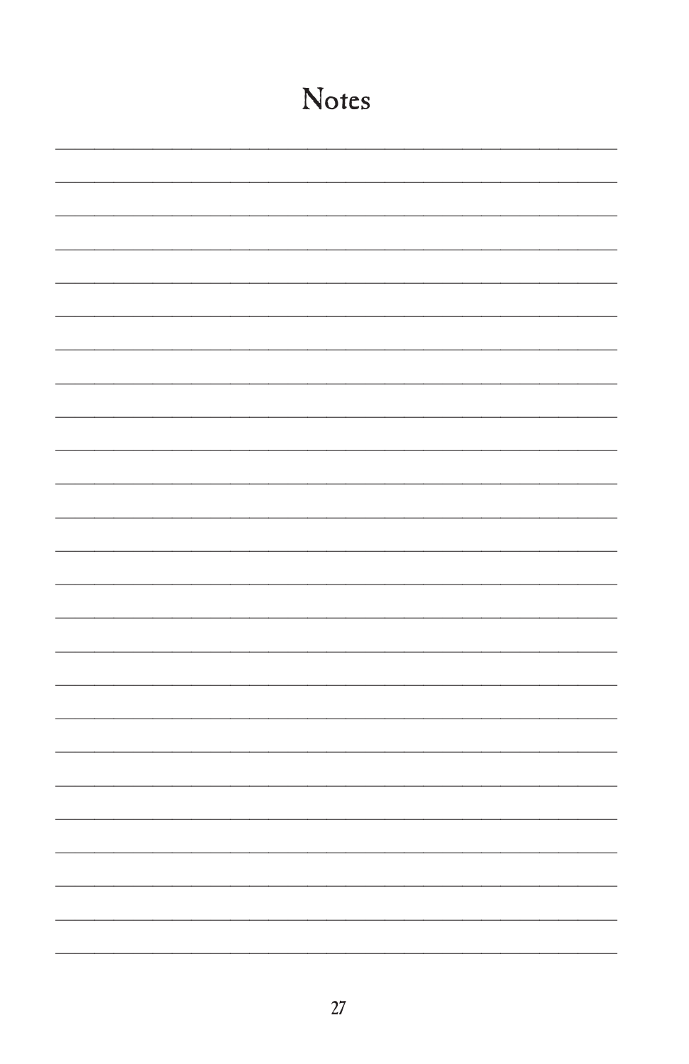# Notes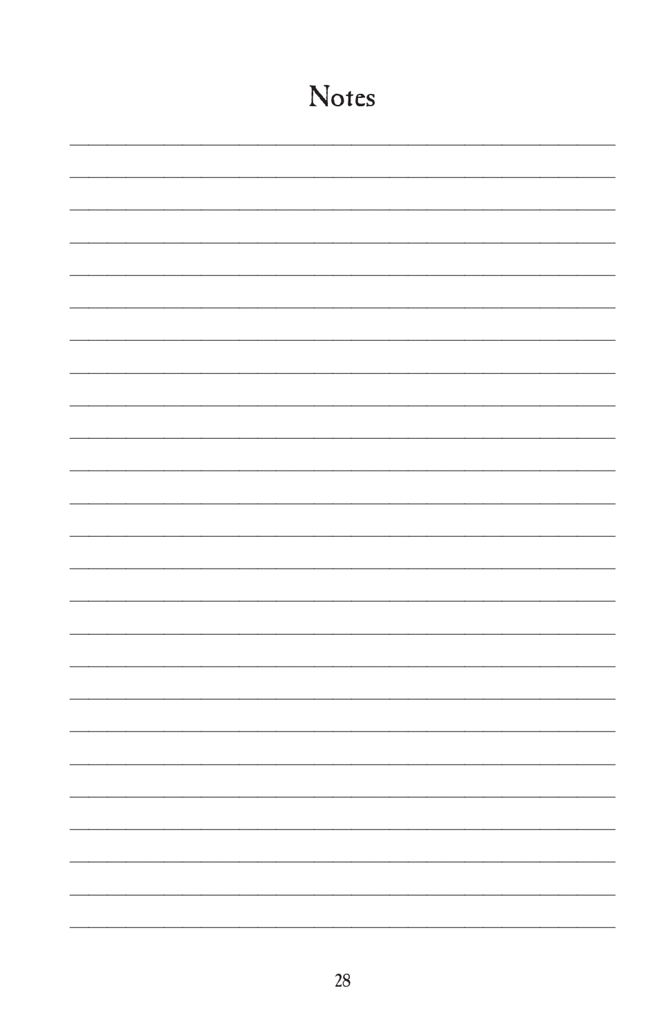# Notes